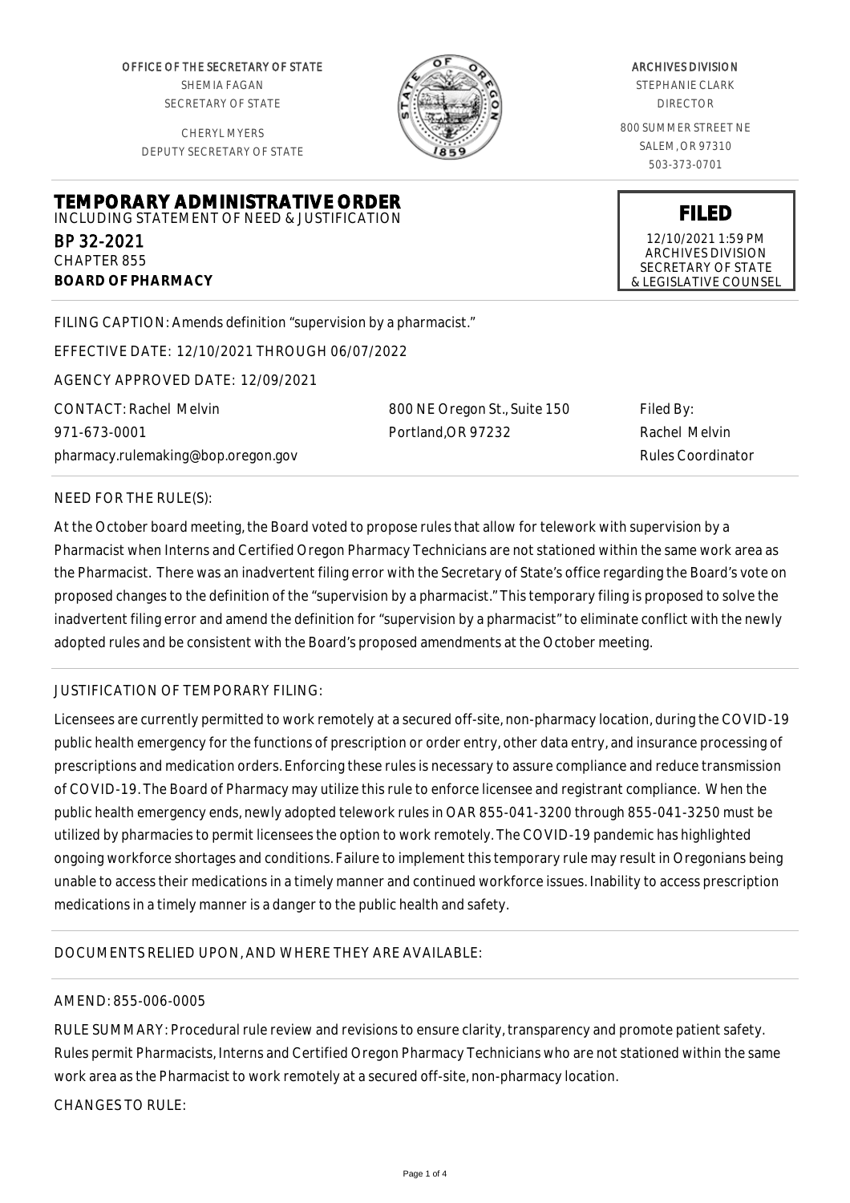OFFICE OF THE SECRETARY OF STATE
SHEMIA FAGAN
SECRETARY OF STATE

CHERYL MYERS
DEPUTY SECRETARY OF STATE

ARCHIVES DIVISION
STEPHANIE CLARK
DIRECTOR

800 SUMMER STREET NE
SALEM, OR 97310
503-373-0701

# TEMPORARY ADMINISTRATIVE ORDER

INCLUDING STATEMENT OF NEED & JUSTIFICATION

BP 32-2021
CHAPTER 855
**BOARD OF PHARMACY**

**FILED**
12/10/2021 1:59 PM
ARCHIVES DIVISION
SECRETARY OF STATE
& LEGISLATIVE COUNSEL

FILING CAPTION: Amends definition "supervision by a pharmacist."

EFFECTIVE DATE: 12/10/2021 THROUGH 06/07/2022

AGENCY APPROVED DATE: 12/09/2021

CONTACT: Rachel Melvin
971-673-0001
pharmacy.rulemaking@bop.oregon.gov

800 NE Oregon St., Suite 150
Portland,OR 97232

Filed By:
Rachel Melvin
Rules Coordinator

NEED FOR THE RULE(S):

At the October board meeting, the Board voted to propose rules that allow for telework with supervision by a Pharmacist when Interns and Certified Oregon Pharmacy Technicians are not stationed within the same work area as the Pharmacist. There was an inadvertent filing error with the Secretary of State's office regarding the Board's vote on proposed changes to the definition of the "supervision by a pharmacist." This temporary filing is proposed to solve the inadvertent filing error and amend the definition for "supervision by a pharmacist" to eliminate conflict with the newly adopted rules and be consistent with the Board's proposed amendments at the October meeting.

JUSTIFICATION OF TEMPORARY FILING:

Licensees are currently permitted to work remotely at a secured off-site, non-pharmacy location, during the COVID-19 public health emergency for the functions of prescription or order entry, other data entry, and insurance processing of prescriptions and medication orders. Enforcing these rules is necessary to assure compliance and reduce transmission of COVID-19. The Board of Pharmacy may utilize this rule to enforce licensee and registrant compliance. When the public health emergency ends, newly adopted telework rules in OAR 855-041-3200 through 855-041-3250 must be utilized by pharmacies to permit licensees the option to work remotely. The COVID-19 pandemic has highlighted ongoing workforce shortages and conditions. Failure to implement this temporary rule may result in Oregonians being unable to access their medications in a timely manner and continued workforce issues. Inability to access prescription medications in a timely manner is a danger to the public health and safety.

DOCUMENTS RELIED UPON, AND WHERE THEY ARE AVAILABLE:

AMEND: 855-006-0005

RULE SUMMARY: Procedural rule review and revisions to ensure clarity, transparency and promote patient safety. Rules permit Pharmacists, Interns and Certified Oregon Pharmacy Technicians who are not stationed within the same work area as the Pharmacist to work remotely at a secured off-site, non-pharmacy location.

CHANGES TO RULE: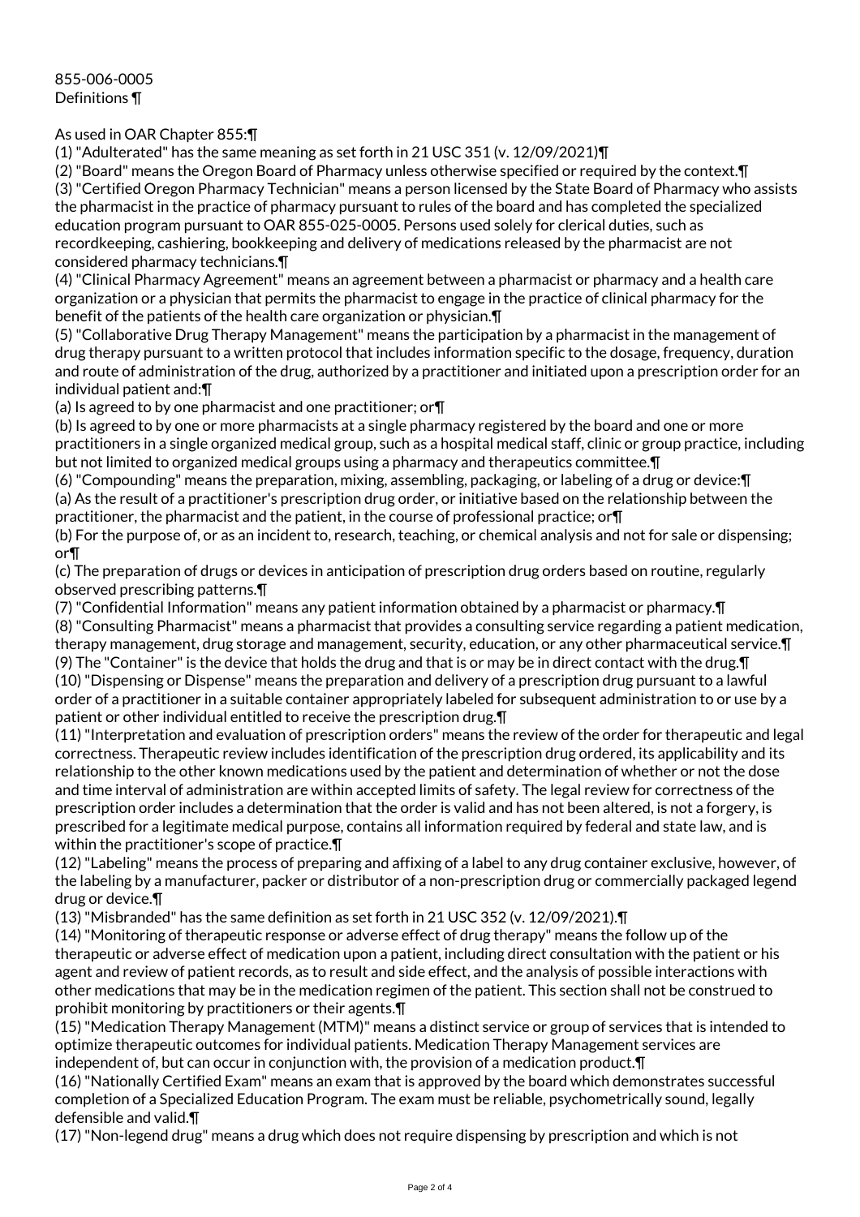855-006-0005
Definitions ¶

As used in OAR Chapter 855:¶
(1) "Adulterated" has the same meaning as set forth in 21 USC 351 (v. 12/09/2021)¶
(2) "Board" means the Oregon Board of Pharmacy unless otherwise specified or required by the context.¶
(3) "Certified Oregon Pharmacy Technician" means a person licensed by the State Board of Pharmacy who assists the pharmacist in the practice of pharmacy pursuant to rules of the board and has completed the specialized education program pursuant to OAR 855-025-0005. Persons used solely for clerical duties, such as recordkeeping, cashiering, bookkeeping and delivery of medications released by the pharmacist are not considered pharmacy technicians.¶
(4) "Clinical Pharmacy Agreement" means an agreement between a pharmacist or pharmacy and a health care organization or a physician that permits the pharmacist to engage in the practice of clinical pharmacy for the benefit of the patients of the health care organization or physician.¶
(5) "Collaborative Drug Therapy Management" means the participation by a pharmacist in the management of drug therapy pursuant to a written protocol that includes information specific to the dosage, frequency, duration and route of administration of the drug, authorized by a practitioner and initiated upon a prescription order for an individual patient and:¶
(a) Is agreed to by one pharmacist and one practitioner; or¶
(b) Is agreed to by one or more pharmacists at a single pharmacy registered by the board and one or more practitioners in a single organized medical group, such as a hospital medical staff, clinic or group practice, including but not limited to organized medical groups using a pharmacy and therapeutics committee.¶
(6) "Compounding" means the preparation, mixing, assembling, packaging, or labeling of a drug or device:¶
(a) As the result of a practitioner's prescription drug order, or initiative based on the relationship between the practitioner, the pharmacist and the patient, in the course of professional practice; or¶
(b) For the purpose of, or as an incident to, research, teaching, or chemical analysis and not for sale or dispensing; or¶
(c) The preparation of drugs or devices in anticipation of prescription drug orders based on routine, regularly observed prescribing patterns.¶
(7) "Confidential Information" means any patient information obtained by a pharmacist or pharmacy.¶
(8) "Consulting Pharmacist" means a pharmacist that provides a consulting service regarding a patient medication, therapy management, drug storage and management, security, education, or any other pharmaceutical service.¶
(9) The "Container" is the device that holds the drug and that is or may be in direct contact with the drug.¶
(10) "Dispensing or Dispense" means the preparation and delivery of a prescription drug pursuant to a lawful order of a practitioner in a suitable container appropriately labeled for subsequent administration to or use by a patient or other individual entitled to receive the prescription drug.¶
(11) "Interpretation and evaluation of prescription orders" means the review of the order for therapeutic and legal correctness. Therapeutic review includes identification of the prescription drug ordered, its applicability and its relationship to the other known medications used by the patient and determination of whether or not the dose and time interval of administration are within accepted limits of safety. The legal review for correctness of the prescription order includes a determination that the order is valid and has not been altered, is not a forgery, is prescribed for a legitimate medical purpose, contains all information required by federal and state law, and is within the practitioner's scope of practice.¶
(12) "Labeling" means the process of preparing and affixing of a label to any drug container exclusive, however, of the labeling by a manufacturer, packer or distributor of a non-prescription drug or commercially packaged legend drug or device.¶
(13) "Misbranded" has the same definition as set forth in 21 USC 352 (v. 12/09/2021).¶
(14) "Monitoring of therapeutic response or adverse effect of drug therapy" means the follow up of the therapeutic or adverse effect of medication upon a patient, including direct consultation with the patient or his agent and review of patient records, as to result and side effect, and the analysis of possible interactions with other medications that may be in the medication regimen of the patient. This section shall not be construed to prohibit monitoring by practitioners or their agents.¶
(15) "Medication Therapy Management (MTM)" means a distinct service or group of services that is intended to optimize therapeutic outcomes for individual patients. Medication Therapy Management services are independent of, but can occur in conjunction with, the provision of a medication product.¶
(16) "Nationally Certified Exam" means an exam that is approved by the board which demonstrates successful completion of a Specialized Education Program. The exam must be reliable, psychometrically sound, legally defensible and valid.¶
(17) "Non-legend drug" means a drug which does not require dispensing by prescription and which is not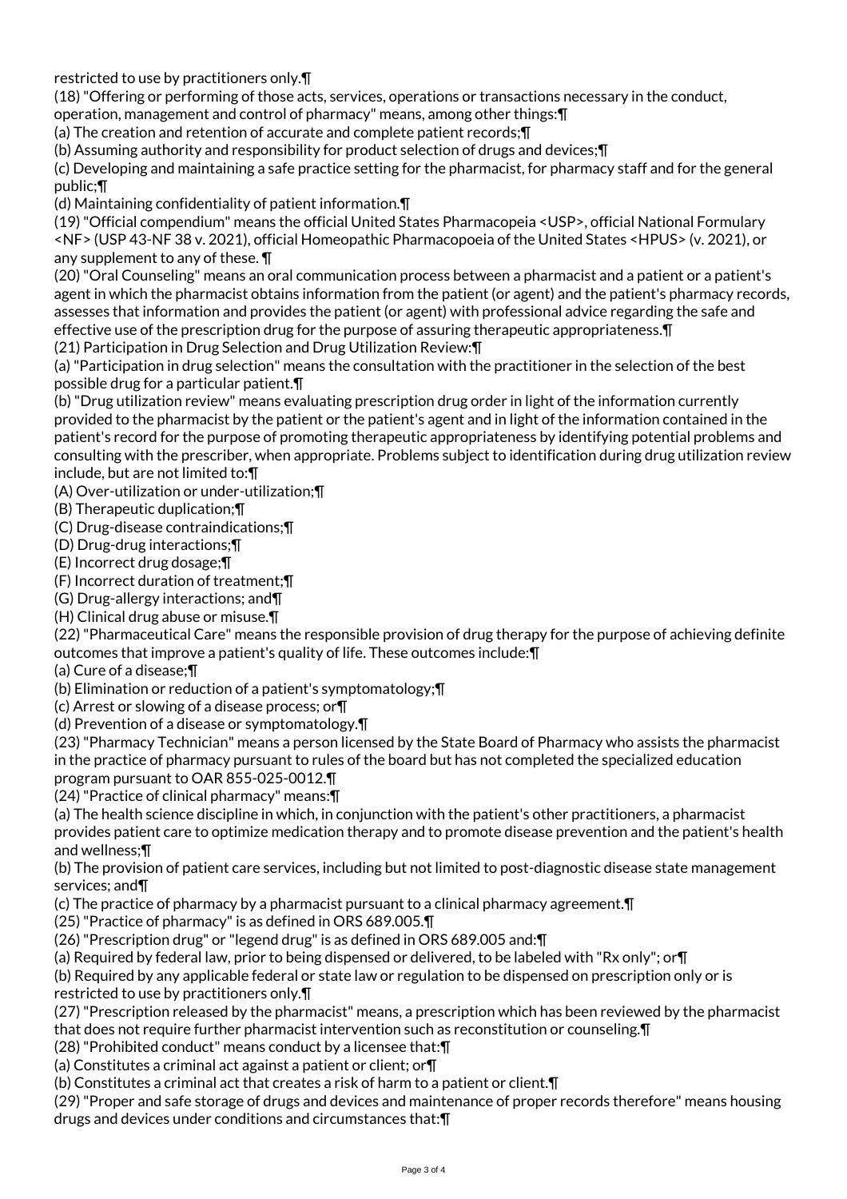restricted to use by practitioners only.¶

(18) "Offering or performing of those acts, services, operations or transactions necessary in the conduct, operation, management and control of pharmacy" means, among other things:¶

(a) The creation and retention of accurate and complete patient records;¶

(b) Assuming authority and responsibility for product selection of drugs and devices;¶

(c) Developing and maintaining a safe practice setting for the pharmacist, for pharmacy staff and for the general public;¶

(d) Maintaining confidentiality of patient information.¶

(19) "Official compendium" means the official United States Pharmacopeia <USP>, official National Formulary <NF> (USP 43-NF 38 v. 2021), official Homeopathic Pharmacopoeia of the United States <HPUS> (v. 2021), or any supplement to any of these. ¶

(20) "Oral Counseling" means an oral communication process between a pharmacist and a patient or a patient's agent in which the pharmacist obtains information from the patient (or agent) and the patient's pharmacy records, assesses that information and provides the patient (or agent) with professional advice regarding the safe and effective use of the prescription drug for the purpose of assuring therapeutic appropriateness.¶

(21) Participation in Drug Selection and Drug Utilization Review:¶

(a) "Participation in drug selection" means the consultation with the practitioner in the selection of the best possible drug for a particular patient.¶

(b) "Drug utilization review" means evaluating prescription drug order in light of the information currently provided to the pharmacist by the patient or the patient's agent and in light of the information contained in the patient's record for the purpose of promoting therapeutic appropriateness by identifying potential problems and consulting with the prescriber, when appropriate. Problems subject to identification during drug utilization review include, but are not limited to:¶

(A) Over-utilization or under-utilization;¶

(B) Therapeutic duplication;¶

(C) Drug-disease contraindications;¶

(D) Drug-drug interactions;¶

(E) Incorrect drug dosage;¶

(F) Incorrect duration of treatment;¶

(G) Drug-allergy interactions; and¶

(H) Clinical drug abuse or misuse.¶

(22) "Pharmaceutical Care" means the responsible provision of drug therapy for the purpose of achieving definite outcomes that improve a patient's quality of life. These outcomes include:¶

(a) Cure of a disease;¶

(b) Elimination or reduction of a patient's symptomatology;¶

(c) Arrest or slowing of a disease process; or¶

(d) Prevention of a disease or symptomatology.¶

(23) "Pharmacy Technician" means a person licensed by the State Board of Pharmacy who assists the pharmacist in the practice of pharmacy pursuant to rules of the board but has not completed the specialized education program pursuant to OAR 855-025-0012.¶

(24) "Practice of clinical pharmacy" means:¶

(a) The health science discipline in which, in conjunction with the patient's other practitioners, a pharmacist provides patient care to optimize medication therapy and to promote disease prevention and the patient's health and wellness;¶

(b) The provision of patient care services, including but not limited to post-diagnostic disease state management services; and¶

(c) The practice of pharmacy by a pharmacist pursuant to a clinical pharmacy agreement.¶

(25) "Practice of pharmacy" is as defined in ORS 689.005.¶

(26) "Prescription drug" or "legend drug" is as defined in ORS 689.005 and:¶

(a) Required by federal law, prior to being dispensed or delivered, to be labeled with "Rx only"; or¶

(b) Required by any applicable federal or state law or regulation to be dispensed on prescription only or is restricted to use by practitioners only.¶

(27) "Prescription released by the pharmacist" means, a prescription which has been reviewed by the pharmacist that does not require further pharmacist intervention such as reconstitution or counseling.¶

(28) "Prohibited conduct" means conduct by a licensee that:¶

(a) Constitutes a criminal act against a patient or client; or¶

(b) Constitutes a criminal act that creates a risk of harm to a patient or client.¶

(29) "Proper and safe storage of drugs and devices and maintenance of proper records therefore" means housing drugs and devices under conditions and circumstances that:¶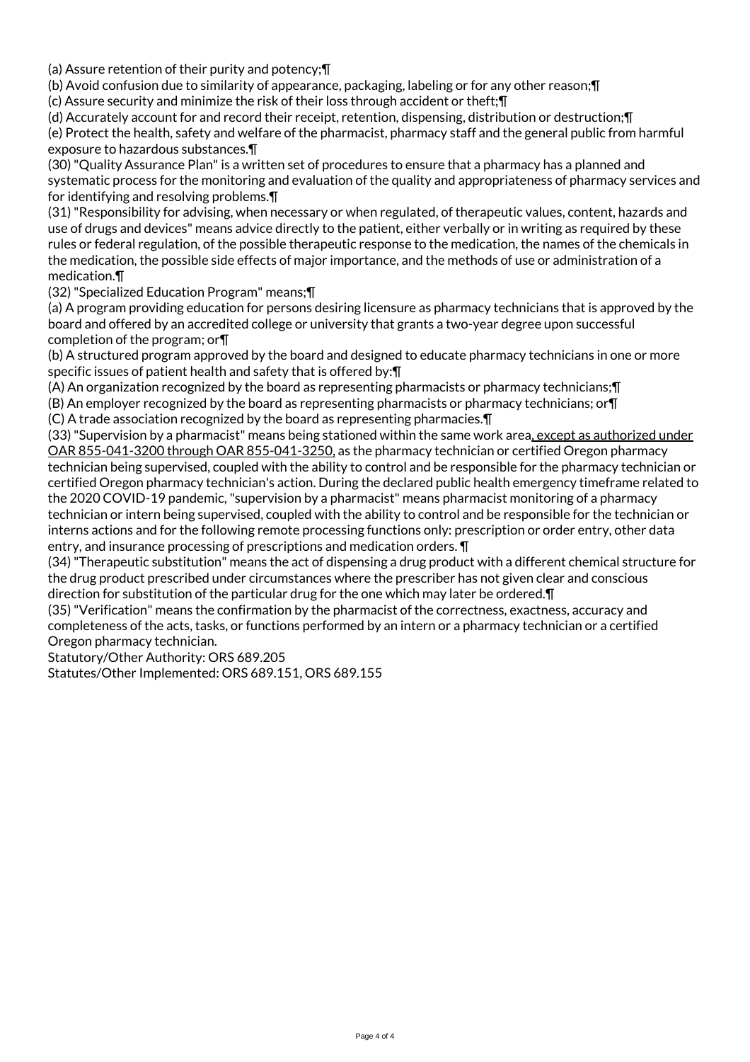(a) Assure retention of their purity and potency;¶

(b) Avoid confusion due to similarity of appearance, packaging, labeling or for any other reason;¶

(c) Assure security and minimize the risk of their loss through accident or theft;¶

(d) Accurately account for and record their receipt, retention, dispensing, distribution or destruction;¶

(e) Protect the health, safety and welfare of the pharmacist, pharmacy staff and the general public from harmful exposure to hazardous substances.¶

(30) "Quality Assurance Plan" is a written set of procedures to ensure that a pharmacy has a planned and systematic process for the monitoring and evaluation of the quality and appropriateness of pharmacy services and for identifying and resolving problems.¶

(31) "Responsibility for advising, when necessary or when regulated, of therapeutic values, content, hazards and use of drugs and devices" means advice directly to the patient, either verbally or in writing as required by these rules or federal regulation, of the possible therapeutic response to the medication, the names of the chemicals in the medication, the possible side effects of major importance, and the methods of use or administration of a medication.¶

(32) "Specialized Education Program" means;¶

(a) A program providing education for persons desiring licensure as pharmacy technicians that is approved by the board and offered by an accredited college or university that grants a two-year degree upon successful completion of the program; or¶

(b) A structured program approved by the board and designed to educate pharmacy technicians in one or more specific issues of patient health and safety that is offered by:¶

(A) An organization recognized by the board as representing pharmacists or pharmacy technicians;¶

(B) An employer recognized by the board as representing pharmacists or pharmacy technicians; or¶

(C) A trade association recognized by the board as representing pharmacies.¶

(33) "Supervision by a pharmacist" means being stationed within the same work area, except as authorized under OAR 855-041-3200 through OAR 855-041-3250, as the pharmacy technician or certified Oregon pharmacy technician being supervised, coupled with the ability to control and be responsible for the pharmacy technician or certified Oregon pharmacy technician's action. During the declared public health emergency timeframe related to the 2020 COVID-19 pandemic, "supervision by a pharmacist" means pharmacist monitoring of a pharmacy technician or intern being supervised, coupled with the ability to control and be responsible for the technician or interns actions and for the following remote processing functions only: prescription or order entry, other data entry, and insurance processing of prescriptions and medication orders. ¶

(34) "Therapeutic substitution" means the act of dispensing a drug product with a different chemical structure for the drug product prescribed under circumstances where the prescriber has not given clear and conscious direction for substitution of the particular drug for the one which may later be ordered.¶

(35) "Verification" means the confirmation by the pharmacist of the correctness, exactness, accuracy and completeness of the acts, tasks, or functions performed by an intern or a pharmacy technician or a certified Oregon pharmacy technician.

Statutory/Other Authority: ORS 689.205

Statutes/Other Implemented: ORS 689.151, ORS 689.155